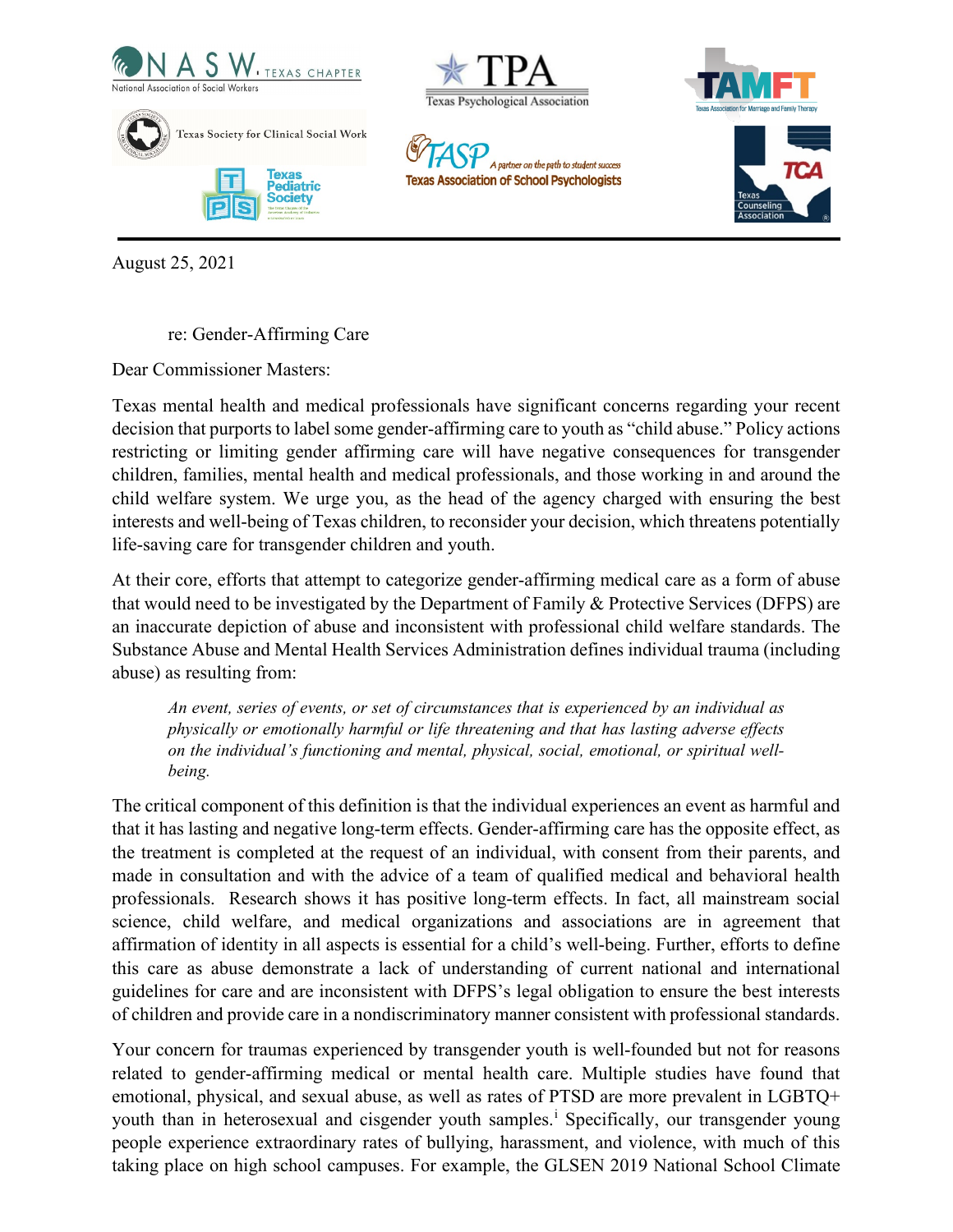NASW Texas Chapter — National Association of Social Workers

TPA — Texas Psychological Association

TAMFT — Texas Association for Marriage and Family Therapy

Texas Society for Clinical Social Work

TASP — A partner on the path to student success — Texas Association of School Psychologists

Texas Pediatric Society

TCA — Texas Counseling Association

August 25, 2021

re: Gender-Affirming Care

Dear Commissioner Masters:

Texas mental health and medical professionals have significant concerns regarding your recent decision that purports to label some gender-affirming care to youth as "child abuse." Policy actions restricting or limiting gender affirming care will have negative consequences for transgender children, families, mental health and medical professionals, and those working in and around the child welfare system. We urge you, as the head of the agency charged with ensuring the best interests and well-being of Texas children, to reconsider your decision, which threatens potentially life-saving care for transgender children and youth.

At their core, efforts that attempt to categorize gender-affirming medical care as a form of abuse that would need to be investigated by the Department of Family & Protective Services (DFPS) are an inaccurate depiction of abuse and inconsistent with professional child welfare standards. The Substance Abuse and Mental Health Services Administration defines individual trauma (including abuse) as resulting from:

> *An event, series of events, or set of circumstances that is experienced by an individual as physically or emotionally harmful or life threatening and that has lasting adverse effects on the individual's functioning and mental, physical, social, emotional, or spiritual well-being.*

The critical component of this definition is that the individual experiences an event as harmful and that it has lasting and negative long-term effects. Gender-affirming care has the opposite effect, as the treatment is completed at the request of an individual, with consent from their parents, and made in consultation and with the advice of a team of qualified medical and behavioral health professionals. Research shows it has positive long-term effects. In fact, all mainstream social science, child welfare, and medical organizations and associations are in agreement that affirmation of identity in all aspects is essential for a child's well-being. Further, efforts to define this care as abuse demonstrate a lack of understanding of current national and international guidelines for care and are inconsistent with DFPS's legal obligation to ensure the best interests of children and provide care in a nondiscriminatory manner consistent with professional standards.

Your concern for traumas experienced by transgender youth is well-founded but not for reasons related to gender-affirming medical or mental health care. Multiple studies have found that emotional, physical, and sexual abuse, as well as rates of PTSD are more prevalent in LGBTQ+ youth than in heterosexual and cisgender youth samples.[i] Specifically, our transgender young people experience extraordinary rates of bullying, harassment, and violence, with much of this taking place on high school campuses. For example, the GLSEN 2019 National School Climate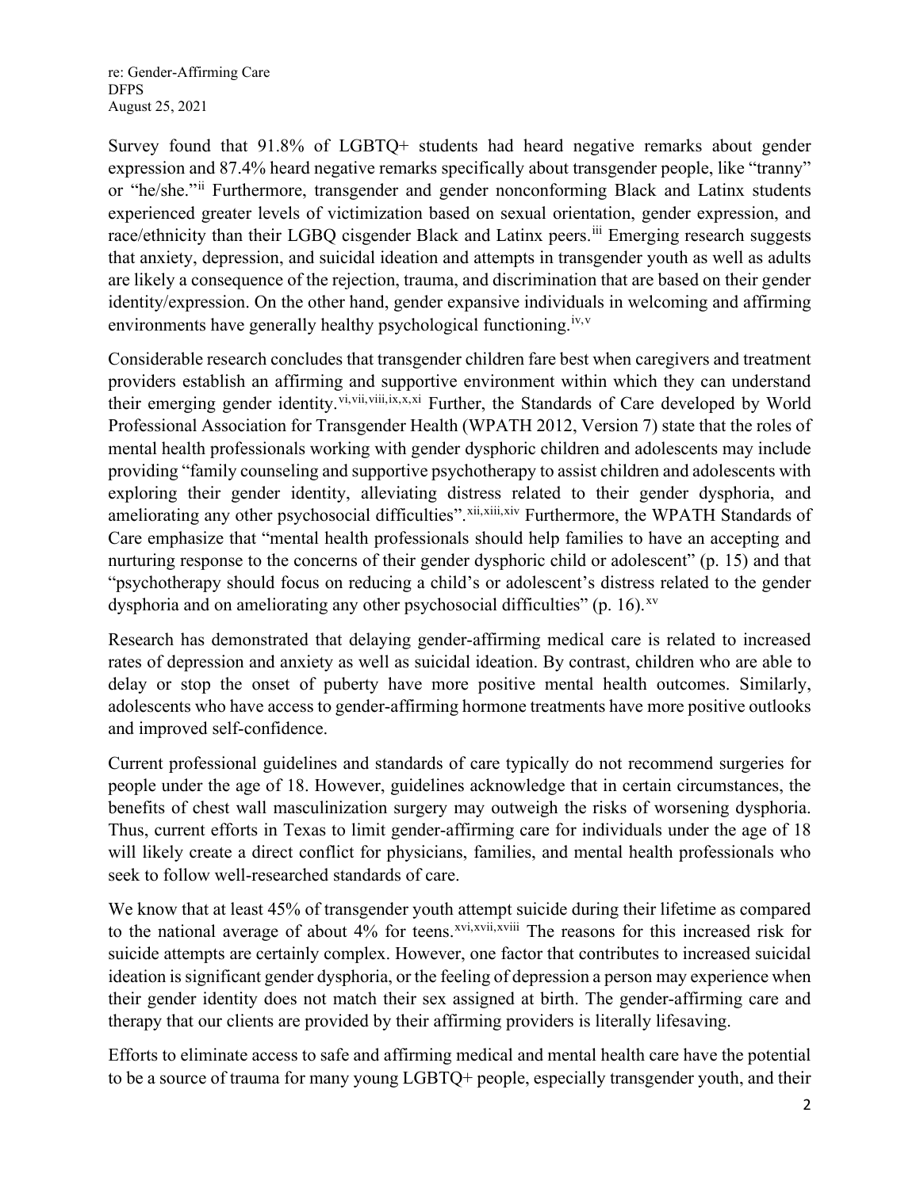Survey found that 91.8% of LGBTQ+ students had heard negative remarks about gender expression and 87.4% heard negative remarks specifically about transgender people, like "tranny" or "he/she."[ii] Furthermore, transgender and gender nonconforming Black and Latinx students experienced greater levels of victimization based on sexual orientation, gender expression, and race/ethnicity than their LGBQ cisgender Black and Latinx peers.[iii] Emerging research suggests that anxiety, depression, and suicidal ideation and attempts in transgender youth as well as adults are likely a consequence of the rejection, trauma, and discrimination that are based on their gender identity/expression. On the other hand, gender expansive individuals in welcoming and affirming environments have generally healthy psychological functioning.[iv,v]

Considerable research concludes that transgender children fare best when caregivers and treatment providers establish an affirming and supportive environment within which they can understand their emerging gender identity.[vi,vii,viii,ix,x,xi] Further, the Standards of Care developed by World Professional Association for Transgender Health (WPATH 2012, Version 7) state that the roles of mental health professionals working with gender dysphoric children and adolescents may include providing "family counseling and supportive psychotherapy to assist children and adolescents with exploring their gender identity, alleviating distress related to their gender dysphoria, and ameliorating any other psychosocial difficulties".[xii,xiii,xiv] Furthermore, the WPATH Standards of Care emphasize that "mental health professionals should help families to have an accepting and nurturing response to the concerns of their gender dysphoric child or adolescent" (p. 15) and that "psychotherapy should focus on reducing a child's or adolescent's distress related to the gender dysphoria and on ameliorating any other psychosocial difficulties" (p. 16).[xv]

Research has demonstrated that delaying gender-affirming medical care is related to increased rates of depression and anxiety as well as suicidal ideation. By contrast, children who are able to delay or stop the onset of puberty have more positive mental health outcomes. Similarly, adolescents who have access to gender-affirming hormone treatments have more positive outlooks and improved self-confidence.

Current professional guidelines and standards of care typically do not recommend surgeries for people under the age of 18. However, guidelines acknowledge that in certain circumstances, the benefits of chest wall masculinization surgery may outweigh the risks of worsening dysphoria. Thus, current efforts in Texas to limit gender-affirming care for individuals under the age of 18 will likely create a direct conflict for physicians, families, and mental health professionals who seek to follow well-researched standards of care.

We know that at least 45% of transgender youth attempt suicide during their lifetime as compared to the national average of about 4% for teens.[xvi,xvii,xviii] The reasons for this increased risk for suicide attempts are certainly complex. However, one factor that contributes to increased suicidal ideation is significant gender dysphoria, or the feeling of depression a person may experience when their gender identity does not match their sex assigned at birth. The gender-affirming care and therapy that our clients are provided by their affirming providers is literally lifesaving.

Efforts to eliminate access to safe and affirming medical and mental health care have the potential to be a source of trauma for many young LGBTQ+ people, especially transgender youth, and their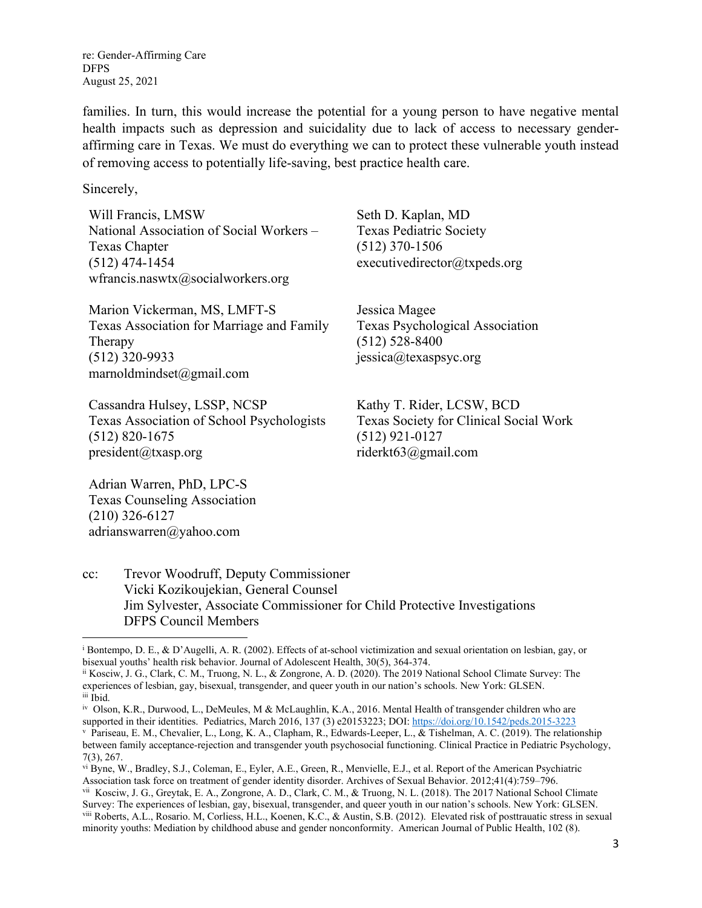families. In turn, this would increase the potential for a young person to have negative mental health impacts such as depression and suicidality due to lack of access to necessary gender-affirming care in Texas. We must do everything we can to protect these vulnerable youth instead of removing access to potentially life-saving, best practice health care.

Sincerely,

Will Francis, LMSW
National Association of Social Workers – Texas Chapter
(512) 474-1454
wfrancis.naswtx@socialworkers.org

Seth D. Kaplan, MD
Texas Pediatric Society
(512) 370-1506
executivedirector@txpeds.org

Marion Vickerman, MS, LMFT-S
Texas Association for Marriage and Family Therapy
(512) 320-9933
marnoldmindset@gmail.com

Jessica Magee
Texas Psychological Association
(512) 528-8400
jessica@texaspsyc.org

Cassandra Hulsey, LSSP, NCSP
Texas Association of School Psychologists
(512) 820-1675
president@txasp.org

Kathy T. Rider, LCSW, BCD
Texas Society for Clinical Social Work
(512) 921-0127
riderkt63@gmail.com

Adrian Warren, PhD, LPC-S
Texas Counseling Association
(210) 326-6127
adrianswarren@yahoo.com

cc: Trevor Woodruff, Deputy Commissioner
Vicki Kozikoujekian, General Counsel
Jim Sylvester, Associate Commissioner for Child Protective Investigations
DFPS Council Members

---

[i] Bontempo, D. E., & D'Augelli, A. R. (2002). Effects of at-school victimization and sexual orientation on lesbian, gay, or bisexual youths' health risk behavior. Journal of Adolescent Health, 30(5), 364-374.

[ii] Kosciw, J. G., Clark, C. M., Truong, N. L., & Zongrone, A. D. (2020). The 2019 National School Climate Survey: The experiences of lesbian, gay, bisexual, transgender, and queer youth in our nation's schools. New York: GLSEN.

[iii] Ibid.

[iv] Olson, K.R., Durwood, L., DeMeules, M & McLaughlin, K.A., 2016. Mental Health of transgender children who are supported in their identities. Pediatrics, March 2016, 137 (3) e20153223; DOI: https://doi.org/10.1542/peds.2015-3223

[v] Pariseau, E. M., Chevalier, L., Long, K. A., Clapham, R., Edwards-Leeper, L., & Tishelman, A. C. (2019). The relationship between family acceptance-rejection and transgender youth psychosocial functioning. Clinical Practice in Pediatric Psychology, 7(3), 267.

[vi] Byne, W., Bradley, S.J., Coleman, E., Eyler, A.E., Green, R., Menvielle, E.J., et al. Report of the American Psychiatric Association task force on treatment of gender identity disorder. Archives of Sexual Behavior. 2012;41(4):759–796.

[vii] Kosciw, J. G., Greytak, E. A., Zongrone, A. D., Clark, C. M., & Truong, N. L. (2018). The 2017 National School Climate Survey: The experiences of lesbian, gay, bisexual, transgender, and queer youth in our nation's schools. New York: GLSEN.

[viii] Roberts, A.L., Rosario. M, Corliess, H.L., Koenen, K.C., & Austin, S.B. (2012). Elevated risk of posttrauatic stress in sexual minority youths: Mediation by childhood abuse and gender nonconformity. American Journal of Public Health, 102 (8).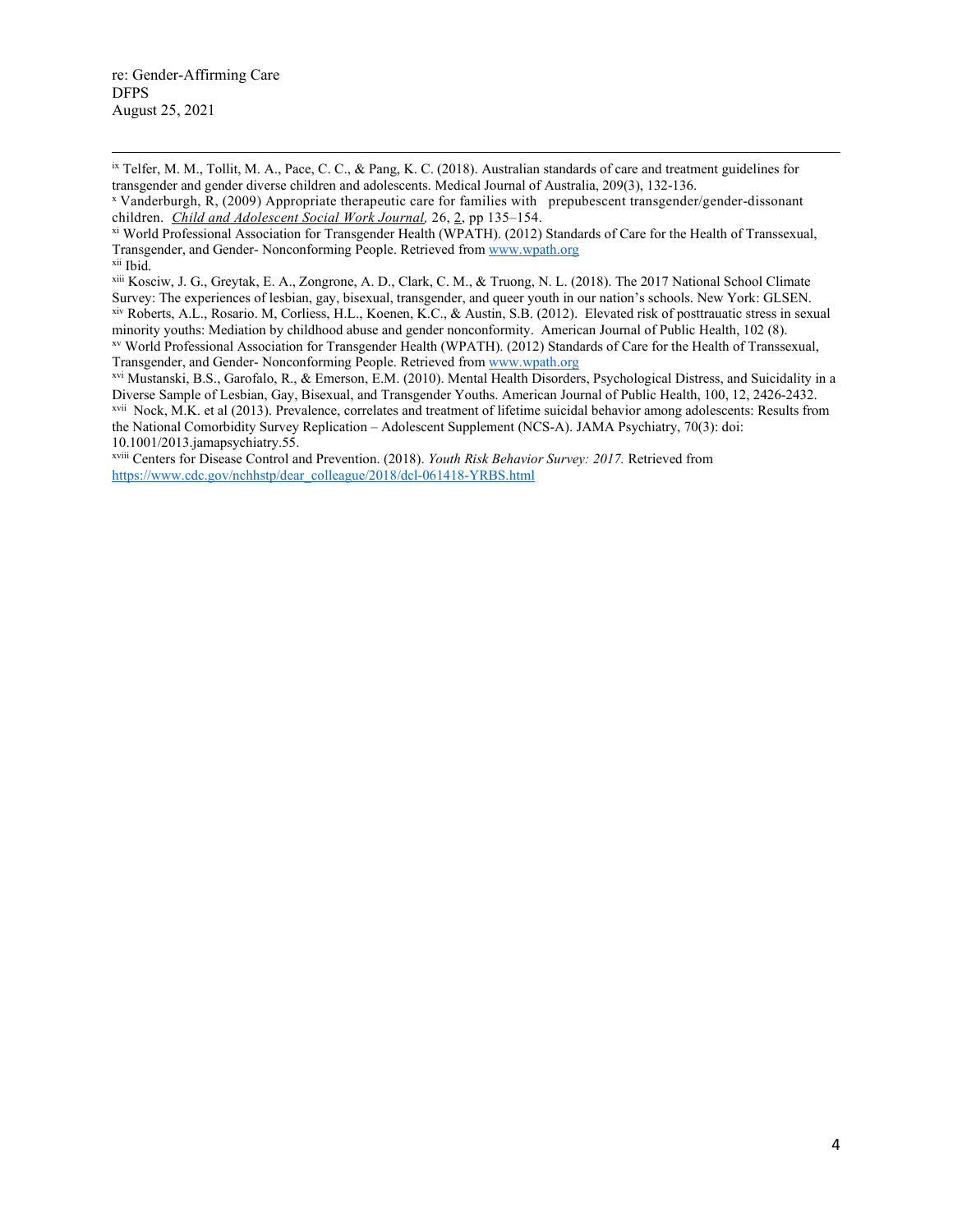[ix] Telfer, M. M., Tollit, M. A., Pace, C. C., & Pang, K. C. (2018). Australian standards of care and treatment guidelines for transgender and gender diverse children and adolescents. Medical Journal of Australia, 209(3), 132-136.

[x] Vanderburgh, R, (2009) Appropriate therapeutic care for families with prepubescent transgender/gender-dissonant children. *Child and Adolescent Social Work Journal,* 26, 2, pp 135–154.

[xi] World Professional Association for Transgender Health (WPATH). (2012) Standards of Care for the Health of Transsexual, Transgender, and Gender- Nonconforming People. Retrieved from www.wpath.org

[xii] Ibid.

[xiii] Kosciw, J. G., Greytak, E. A., Zongrone, A. D., Clark, C. M., & Truong, N. L. (2018). The 2017 National School Climate Survey: The experiences of lesbian, gay, bisexual, transgender, and queer youth in our nation's schools. New York: GLSEN.

[xiv] Roberts, A.L., Rosario. M, Corliess, H.L., Koenen, K.C., & Austin, S.B. (2012). Elevated risk of posttrauatic stress in sexual minority youths: Mediation by childhood abuse and gender nonconformity. American Journal of Public Health, 102 (8).

[xv] World Professional Association for Transgender Health (WPATH). (2012) Standards of Care for the Health of Transsexual, Transgender, and Gender- Nonconforming People. Retrieved from www.wpath.org

[xvi] Mustanski, B.S., Garofalo, R., & Emerson, E.M. (2010). Mental Health Disorders, Psychological Distress, and Suicidality in a Diverse Sample of Lesbian, Gay, Bisexual, and Transgender Youths. American Journal of Public Health, 100, 12, 2426-2432.

[xvii] Nock, M.K. et al (2013). Prevalence, correlates and treatment of lifetime suicidal behavior among adolescents: Results from the National Comorbidity Survey Replication – Adolescent Supplement (NCS-A). JAMA Psychiatry, 70(3): doi: 10.1001/2013.jamapsychiatry.55.

[xviii] Centers for Disease Control and Prevention. (2018). *Youth Risk Behavior Survey: 2017.* Retrieved from https://www.cdc.gov/nchhstp/dear_colleague/2018/dcl-061418-YRBS.html